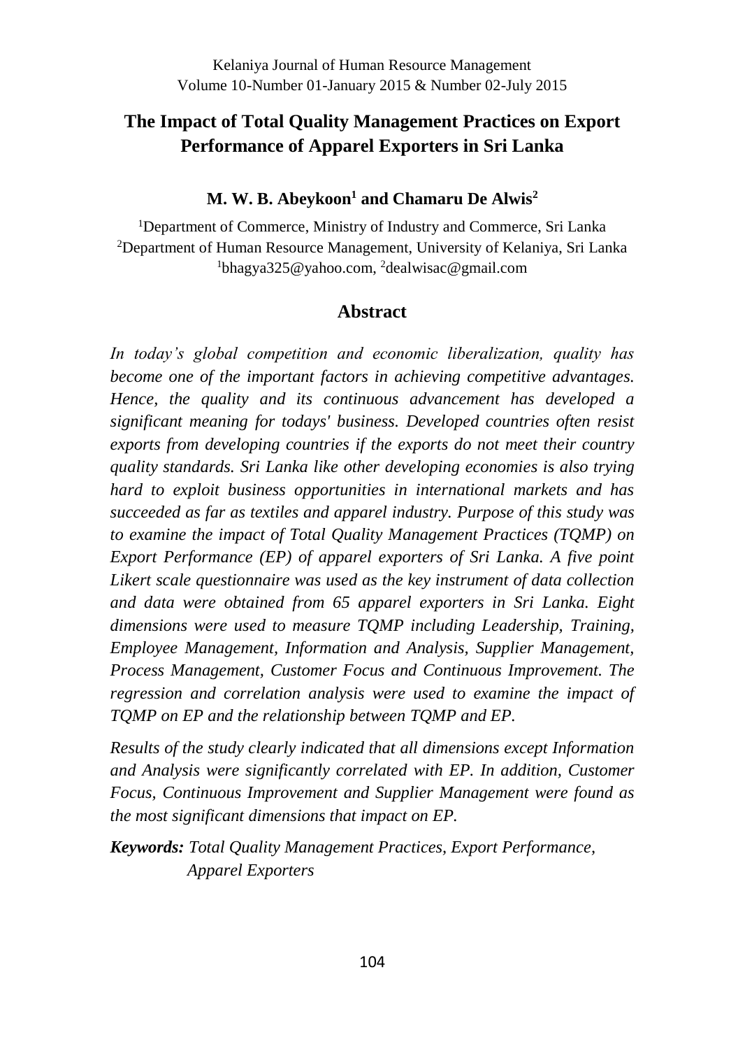# The Impact of Total Quality Management Practices on Export Performance of Apparel Exporters in Sri Lanka

**M. W. B. Abeykoon[1] and Chamaru De Alwis[2]**

[1]Department of Commerce, Ministry of Industry and Commerce, Sri Lanka
[2]Department of Human Resource Management, University of Kelaniya, Sri Lanka
[1]bhagya325@yahoo.com, [2]dealwisac@gmail.com

## Abstract

*In today's global competition and economic liberalization, quality has become one of the important factors in achieving competitive advantages. Hence, the quality and its continuous advancement has developed a significant meaning for todays' business. Developed countries often resist exports from developing countries if the exports do not meet their country quality standards. Sri Lanka like other developing economies is also trying hard to exploit business opportunities in international markets and has succeeded as far as textiles and apparel industry. Purpose of this study was to examine the impact of Total Quality Management Practices (TQMP) on Export Performance (EP) of apparel exporters of Sri Lanka. A five point Likert scale questionnaire was used as the key instrument of data collection and data were obtained from 65 apparel exporters in Sri Lanka. Eight dimensions were used to measure TQMP including Leadership, Training, Employee Management, Information and Analysis, Supplier Management, Process Management, Customer Focus and Continuous Improvement. The regression and correlation analysis were used to examine the impact of TQMP on EP and the relationship between TQMP and EP.*

*Results of the study clearly indicated that all dimensions except Information and Analysis were significantly correlated with EP. In addition, Customer Focus, Continuous Improvement and Supplier Management were found as the most significant dimensions that impact on EP.*

***Keywords:*** *Total Quality Management Practices, Export Performance, Apparel Exporters*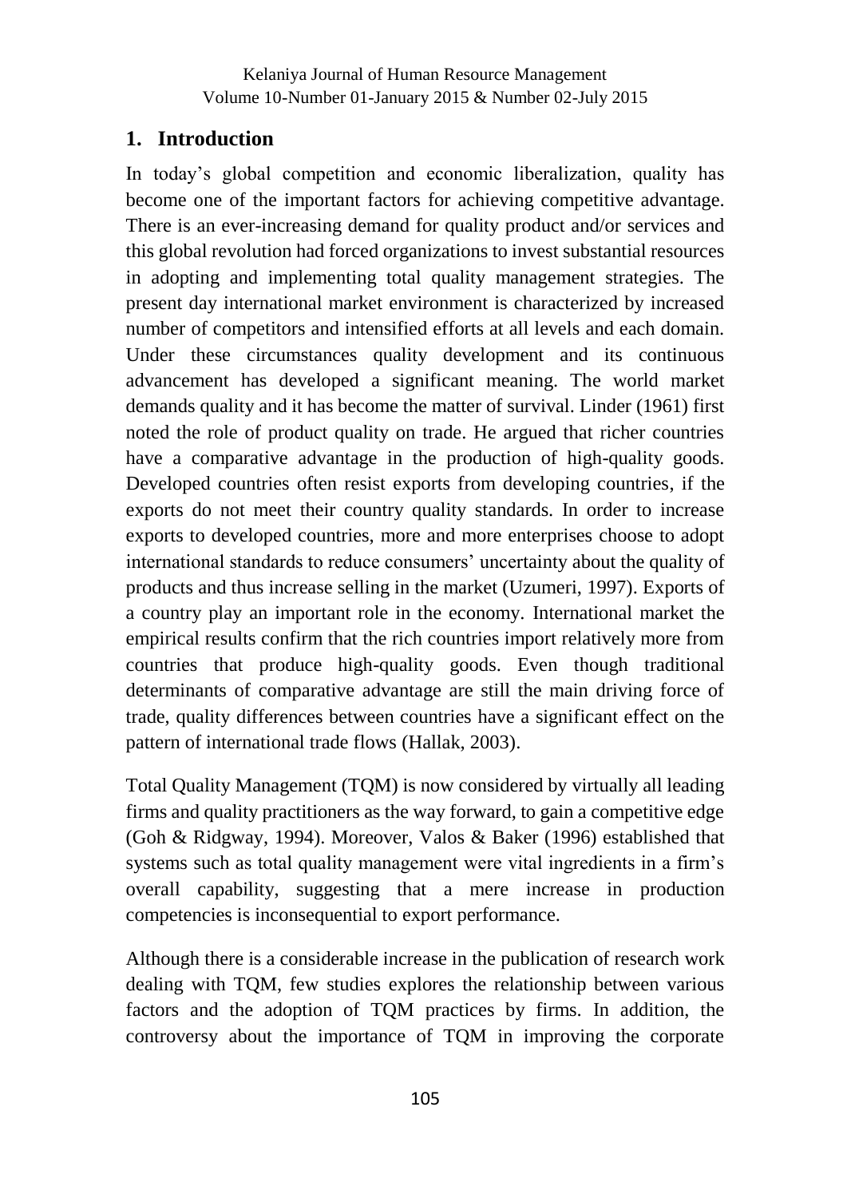## 1. Introduction

In today's global competition and economic liberalization, quality has become one of the important factors for achieving competitive advantage. There is an ever-increasing demand for quality product and/or services and this global revolution had forced organizations to invest substantial resources in adopting and implementing total quality management strategies. The present day international market environment is characterized by increased number of competitors and intensified efforts at all levels and each domain. Under these circumstances quality development and its continuous advancement has developed a significant meaning. The world market demands quality and it has become the matter of survival. Linder (1961) first noted the role of product quality on trade. He argued that richer countries have a comparative advantage in the production of high-quality goods. Developed countries often resist exports from developing countries, if the exports do not meet their country quality standards. In order to increase exports to developed countries, more and more enterprises choose to adopt international standards to reduce consumers' uncertainty about the quality of products and thus increase selling in the market (Uzumeri, 1997). Exports of a country play an important role in the economy. International market the empirical results confirm that the rich countries import relatively more from countries that produce high-quality goods. Even though traditional determinants of comparative advantage are still the main driving force of trade, quality differences between countries have a significant effect on the pattern of international trade flows (Hallak, 2003).

Total Quality Management (TQM) is now considered by virtually all leading firms and quality practitioners as the way forward, to gain a competitive edge (Goh & Ridgway, 1994). Moreover, Valos & Baker (1996) established that systems such as total quality management were vital ingredients in a firm's overall capability, suggesting that a mere increase in production competencies is inconsequential to export performance.

Although there is a considerable increase in the publication of research work dealing with TQM, few studies explores the relationship between various factors and the adoption of TQM practices by firms. In addition, the controversy about the importance of TQM in improving the corporate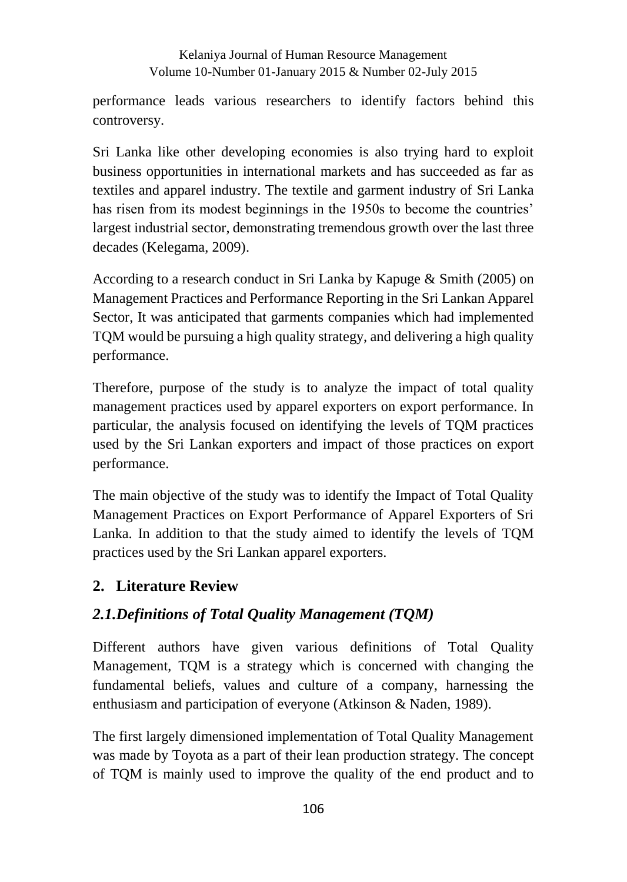performance leads various researchers to identify factors behind this controversy.

Sri Lanka like other developing economies is also trying hard to exploit business opportunities in international markets and has succeeded as far as textiles and apparel industry. The textile and garment industry of Sri Lanka has risen from its modest beginnings in the 1950s to become the countries' largest industrial sector, demonstrating tremendous growth over the last three decades (Kelegama, 2009).

According to a research conduct in Sri Lanka by Kapuge & Smith (2005) on Management Practices and Performance Reporting in the Sri Lankan Apparel Sector, It was anticipated that garments companies which had implemented TQM would be pursuing a high quality strategy, and delivering a high quality performance.

Therefore, purpose of the study is to analyze the impact of total quality management practices used by apparel exporters on export performance. In particular, the analysis focused on identifying the levels of TQM practices used by the Sri Lankan exporters and impact of those practices on export performance.

The main objective of the study was to identify the Impact of Total Quality Management Practices on Export Performance of Apparel Exporters of Sri Lanka. In addition to that the study aimed to identify the levels of TQM practices used by the Sri Lankan apparel exporters.

## 2. Literature Review

### *2.1.Definitions of Total Quality Management (TQM)*

Different authors have given various definitions of Total Quality Management, TQM is a strategy which is concerned with changing the fundamental beliefs, values and culture of a company, harnessing the enthusiasm and participation of everyone (Atkinson & Naden, 1989).

The first largely dimensioned implementation of Total Quality Management was made by Toyota as a part of their lean production strategy. The concept of TQM is mainly used to improve the quality of the end product and to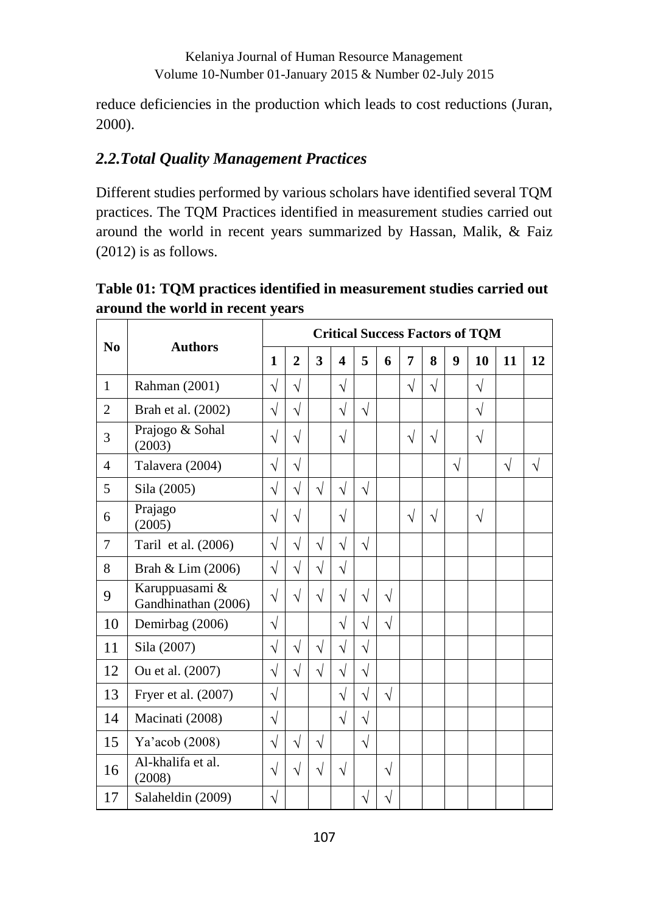reduce deficiencies in the production which leads to cost reductions (Juran, 2000).

## *2.2.Total Quality Management Practices*

Different studies performed by various scholars have identified several TQM practices. The TQM Practices identified in measurement studies carried out around the world in recent years summarized by Hassan, Malik, & Faiz (2012) is as follows.

**Table 01: TQM practices identified in measurement studies carried out around the world in recent years**

| No | Authors | Critical Success Factors of TQM | | | | | | | | | | | |
|---|---|---|---|---|---|---|---|---|---|---|---|---|---|
| | | 1 | 2 | 3 | 4 | 5 | 6 | 7 | 8 | 9 | 10 | 11 | 12 |
| 1 | Rahman (2001) | √ | √ | | √ | | | √ | √ | | √ | | |
| 2 | Brah et al. (2002) | √ | √ | | √ | √ | | | | | √ | | |
| 3 | Prajogo & Sohal (2003) | √ | √ | | √ | | | √ | √ | | √ | | |
| 4 | Talavera (2004) | √ | √ | | | | | | | √ | | √ | √ |
| 5 | Sila (2005) | √ | √ | √ | √ | √ | | | | | | | |
| 6 | Prajago (2005) | √ | √ | | √ | | | √ | √ | | √ | | |
| 7 | Taril et al. (2006) | √ | √ | √ | √ | √ | | | | | | | |
| 8 | Brah & Lim (2006) | √ | √ | √ | √ | | | | | | | | |
| 9 | Karuppuasami & Gandhinathan (2006) | √ | √ | √ | √ | √ | √ | | | | | | |
| 10 | Demirbag (2006) | √ | | | √ | √ | √ | | | | | | |
| 11 | Sila (2007) | √ | √ | √ | √ | √ | | | | | | | |
| 12 | Ou et al. (2007) | √ | √ | √ | √ | √ | | | | | | | |
| 13 | Fryer et al. (2007) | √ | | | √ | √ | √ | | | | | | |
| 14 | Macinati (2008) | √ | | | √ | √ | | | | | | | |
| 15 | Ya'acob (2008) | √ | √ | √ | | √ | | | | | | | |
| 16 | Al-khalifa et al. (2008) | √ | √ | √ | √ | | √ | | | | | | |
| 17 | Salaheldin (2009) | √ | | | | √ | √ | | | | | | |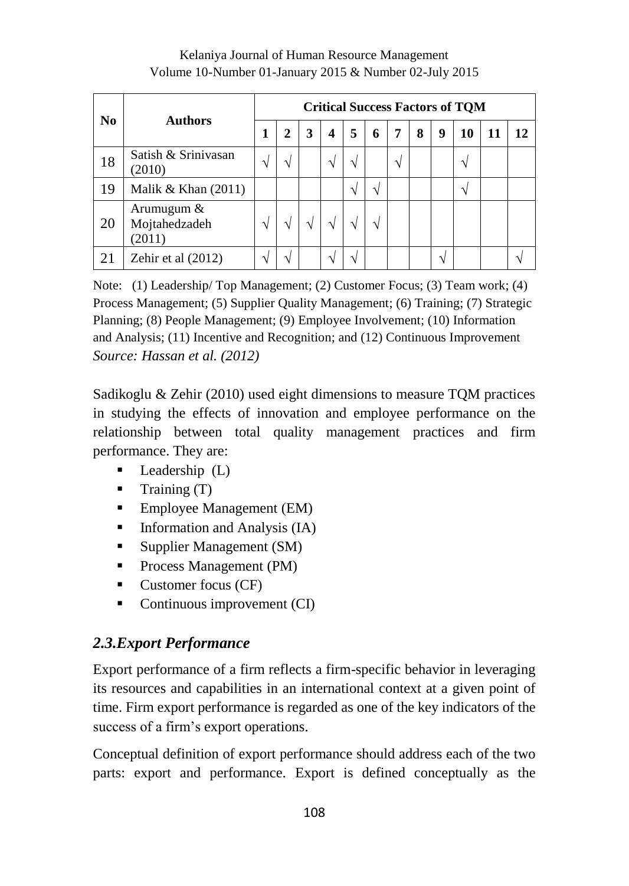| No | Authors | Critical Success Factors of TQM | | | | | | | | | | | |
|---|---|---|---|---|---|---|---|---|---|---|---|---|---|
| | | 1 | 2 | 3 | 4 | 5 | 6 | 7 | 8 | 9 | 10 | 11 | 12 |
| 18 | Satish & Srinivasan (2010) | √ | √ | | √ | √ | | √ | | | √ | | |
| 19 | Malik & Khan (2011) | | | | | √ | √ | | | | √ | | |
| 20 | Arumugum & Mojtahedzadeh (2011) | √ | √ | √ | √ | √ | √ | | | | | | |
| 21 | Zehir et al (2012) | √ | √ | | √ | √ | | | | √ | | | √ |

Note: (1) Leadership/ Top Management; (2) Customer Focus; (3) Team work; (4) Process Management; (5) Supplier Quality Management; (6) Training; (7) Strategic Planning; (8) People Management; (9) Employee Involvement; (10) Information and Analysis; (11) Incentive and Recognition; and (12) Continuous Improvement

*Source: Hassan et al. (2012)*

Sadikoglu & Zehir (2010) used eight dimensions to measure TQM practices in studying the effects of innovation and employee performance on the relationship between total quality management practices and firm performance. They are:

- Leadership (L)
- Training (T)
- Employee Management (EM)
- Information and Analysis (IA)
- Supplier Management (SM)
- Process Management (PM)
- Customer focus (CF)
- Continuous improvement (CI)

## *2.3.Export Performance*

Export performance of a firm reflects a firm-specific behavior in leveraging its resources and capabilities in an international context at a given point of time. Firm export performance is regarded as one of the key indicators of the success of a firm's export operations.

Conceptual definition of export performance should address each of the two parts: export and performance. Export is defined conceptually as the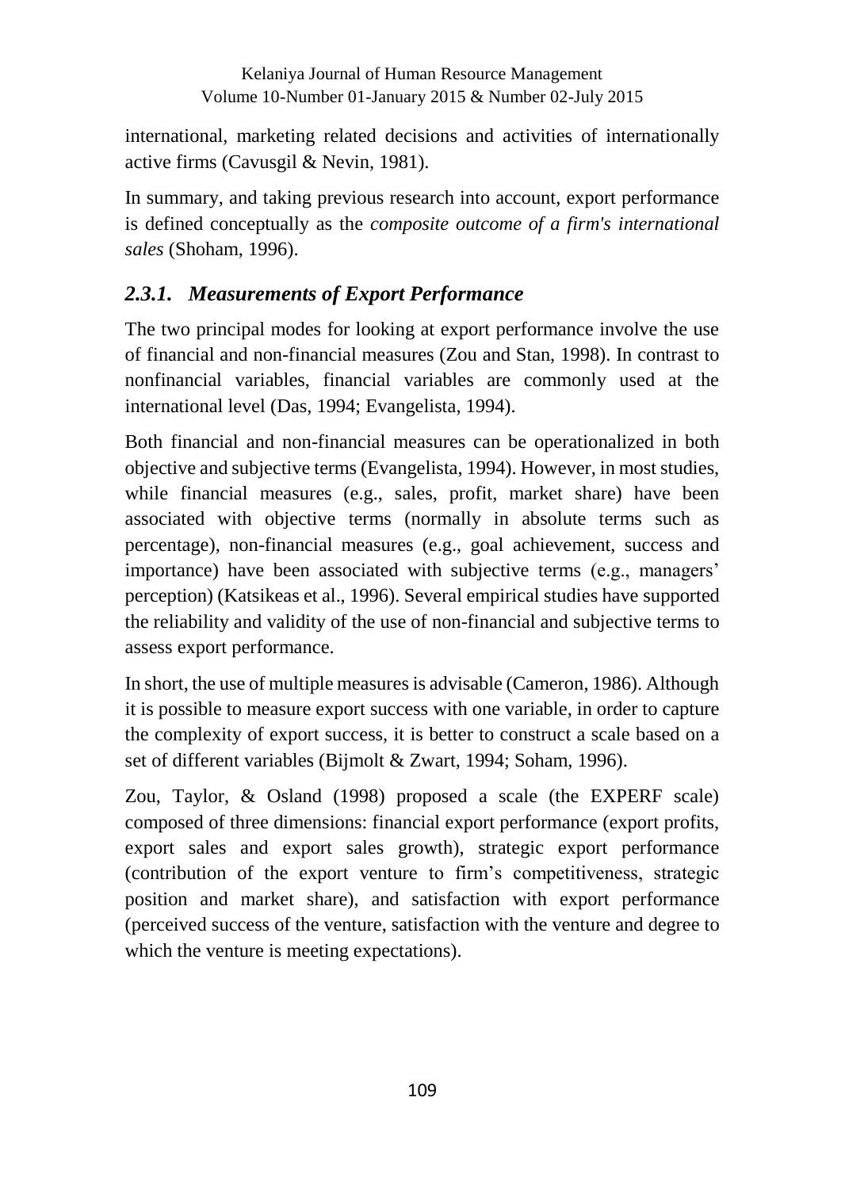international, marketing related decisions and activities of internationally active firms (Cavusgil & Nevin, 1981).

In summary, and taking previous research into account, export performance is defined conceptually as the *composite outcome of a firm's international sales* (Shoham, 1996).

### *2.3.1. Measurements of Export Performance*

The two principal modes for looking at export performance involve the use of financial and non-financial measures (Zou and Stan, 1998). In contrast to nonfinancial variables, financial variables are commonly used at the international level (Das, 1994; Evangelista, 1994).

Both financial and non-financial measures can be operationalized in both objective and subjective terms (Evangelista, 1994). However, in most studies, while financial measures (e.g., sales, profit, market share) have been associated with objective terms (normally in absolute terms such as percentage), non-financial measures (e.g., goal achievement, success and importance) have been associated with subjective terms (e.g., managers' perception) (Katsikeas et al., 1996). Several empirical studies have supported the reliability and validity of the use of non-financial and subjective terms to assess export performance.

In short, the use of multiple measures is advisable (Cameron, 1986). Although it is possible to measure export success with one variable, in order to capture the complexity of export success, it is better to construct a scale based on a set of different variables (Bijmolt & Zwart, 1994; Soham, 1996).

Zou, Taylor, & Osland (1998) proposed a scale (the EXPERF scale) composed of three dimensions: financial export performance (export profits, export sales and export sales growth), strategic export performance (contribution of the export venture to firm's competitiveness, strategic position and market share), and satisfaction with export performance (perceived success of the venture, satisfaction with the venture and degree to which the venture is meeting expectations).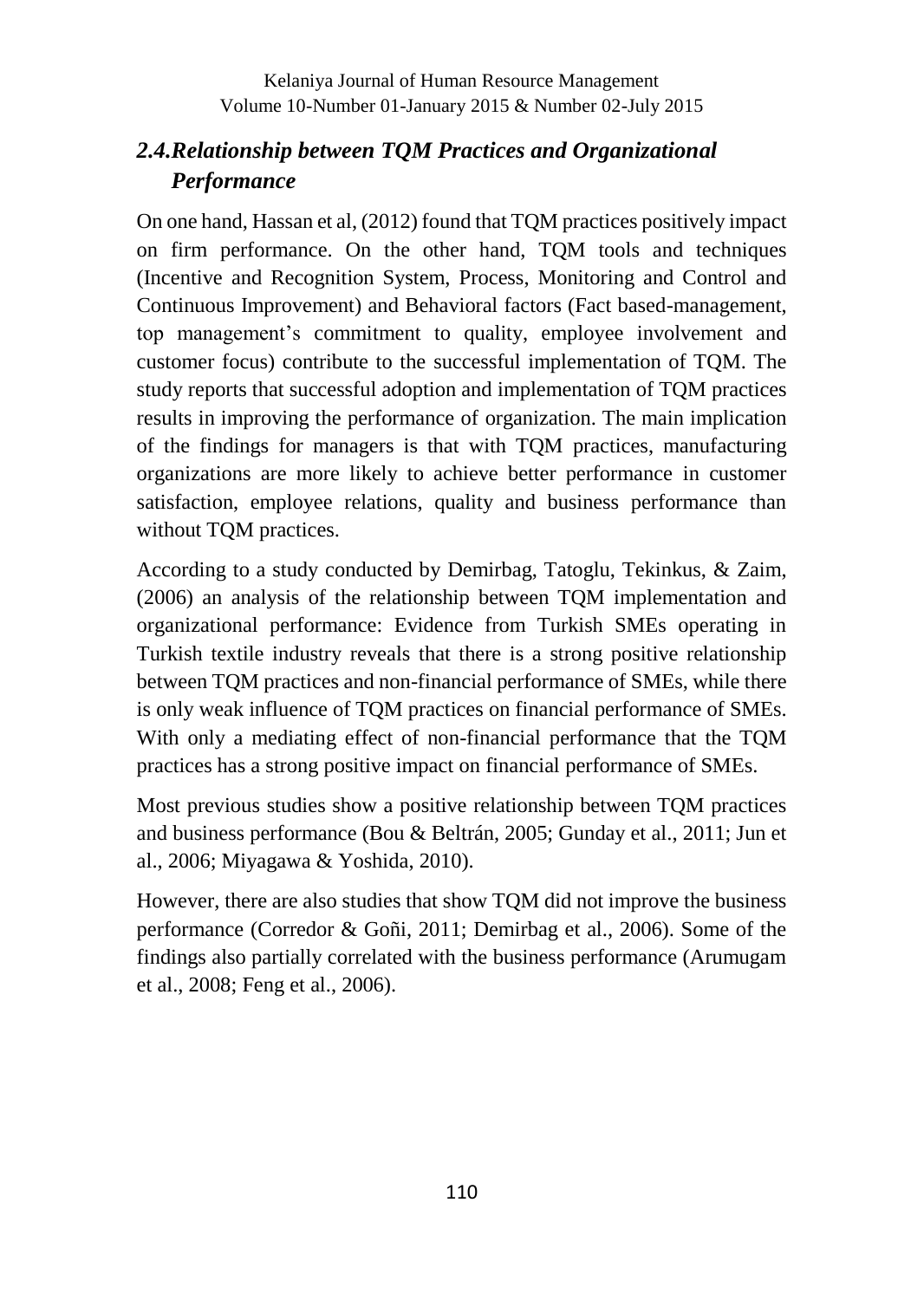## *2.4. Relationship between TQM Practices and Organizational Performance*

On one hand, Hassan et al, (2012) found that TQM practices positively impact on firm performance. On the other hand, TQM tools and techniques (Incentive and Recognition System, Process, Monitoring and Control and Continuous Improvement) and Behavioral factors (Fact based-management, top management's commitment to quality, employee involvement and customer focus) contribute to the successful implementation of TQM. The study reports that successful adoption and implementation of TQM practices results in improving the performance of organization. The main implication of the findings for managers is that with TQM practices, manufacturing organizations are more likely to achieve better performance in customer satisfaction, employee relations, quality and business performance than without TQM practices.

According to a study conducted by Demirbag, Tatoglu, Tekinkus, & Zaim, (2006) an analysis of the relationship between TQM implementation and organizational performance: Evidence from Turkish SMEs operating in Turkish textile industry reveals that there is a strong positive relationship between TQM practices and non-financial performance of SMEs, while there is only weak influence of TQM practices on financial performance of SMEs. With only a mediating effect of non-financial performance that the TQM practices has a strong positive impact on financial performance of SMEs.

Most previous studies show a positive relationship between TQM practices and business performance (Bou & Beltrán, 2005; Gunday et al., 2011; Jun et al., 2006; Miyagawa & Yoshida, 2010).

However, there are also studies that show TQM did not improve the business performance (Corredor & Goñi, 2011; Demirbag et al., 2006). Some of the findings also partially correlated with the business performance (Arumugam et al., 2008; Feng et al., 2006).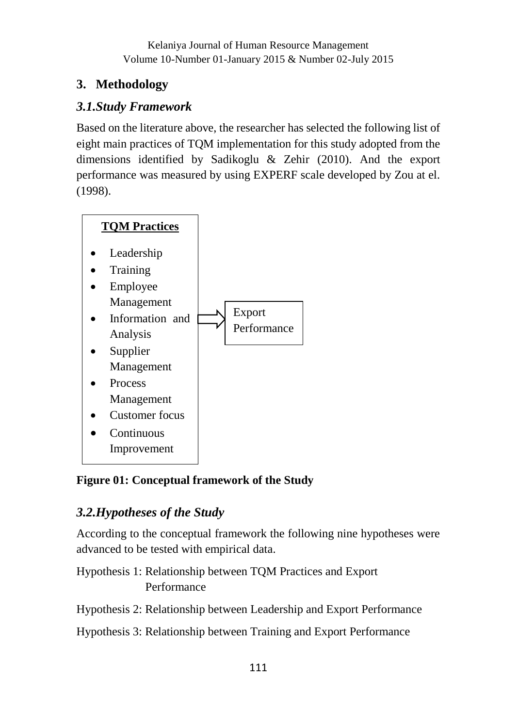## 3. Methodology

### *3.1.Study Framework*

Based on the literature above, the researcher has selected the following list of eight main practices of TQM implementation for this study adopted from the dimensions identified by Sadikoglu & Zehir (2010). And the export performance was measured by using EXPERF scale developed by Zou at el. (1998).

**TQM Practices**

- Leadership
- Training
- Employee Management
- Information and Analysis
- Supplier Management
- Process Management
- Customer focus
- Continuous Improvement

⇨ Export Performance

**Figure 01: Conceptual framework of the Study**

### *3.2.Hypotheses of the Study*

According to the conceptual framework the following nine hypotheses were advanced to be tested with empirical data.

Hypothesis 1: Relationship between TQM Practices and Export Performance

Hypothesis 2: Relationship between Leadership and Export Performance

Hypothesis 3: Relationship between Training and Export Performance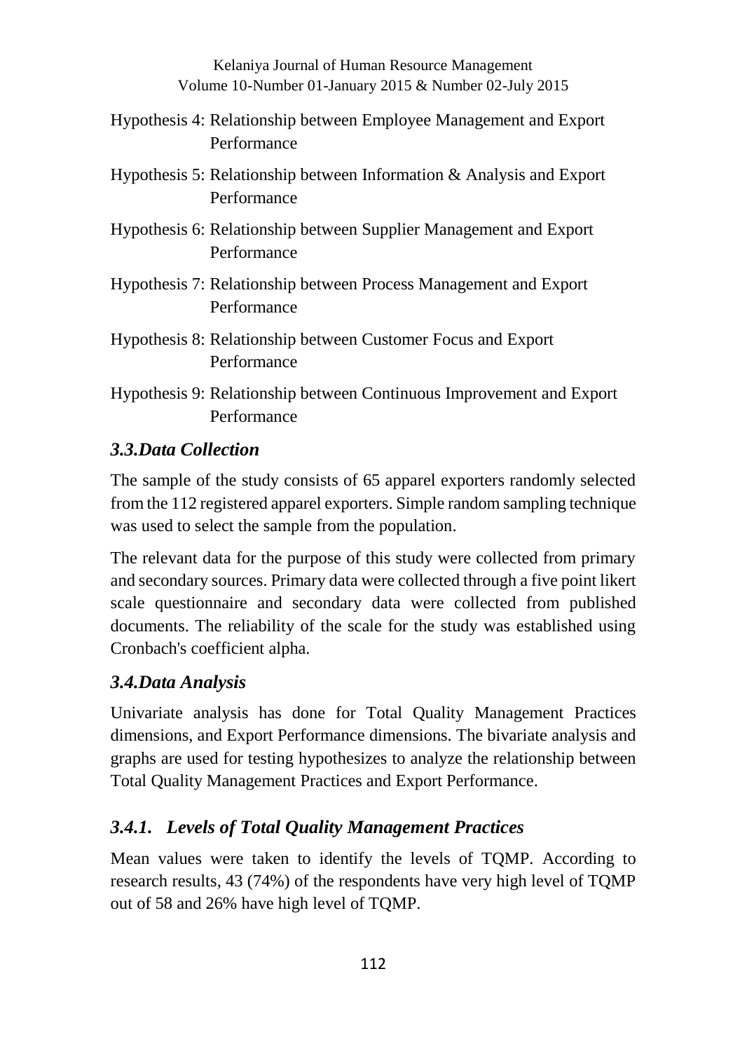Hypothesis 4: Relationship between Employee Management and Export Performance

Hypothesis 5: Relationship between Information & Analysis and Export Performance

Hypothesis 6: Relationship between Supplier Management and Export Performance

Hypothesis 7: Relationship between Process Management and Export Performance

Hypothesis 8: Relationship between Customer Focus and Export Performance

Hypothesis 9: Relationship between Continuous Improvement and Export Performance

### *3.3.Data Collection*

The sample of the study consists of 65 apparel exporters randomly selected from the 112 registered apparel exporters. Simple random sampling technique was used to select the sample from the population.

The relevant data for the purpose of this study were collected from primary and secondary sources. Primary data were collected through a five point likert scale questionnaire and secondary data were collected from published documents. The reliability of the scale for the study was established using Cronbach's coefficient alpha.

### *3.4.Data Analysis*

Univariate analysis has done for Total Quality Management Practices dimensions, and Export Performance dimensions. The bivariate analysis and graphs are used for testing hypothesizes to analyze the relationship between Total Quality Management Practices and Export Performance.

#### *3.4.1. Levels of Total Quality Management Practices*

Mean values were taken to identify the levels of TQMP. According to research results, 43 (74%) of the respondents have very high level of TQMP out of 58 and 26% have high level of TQMP.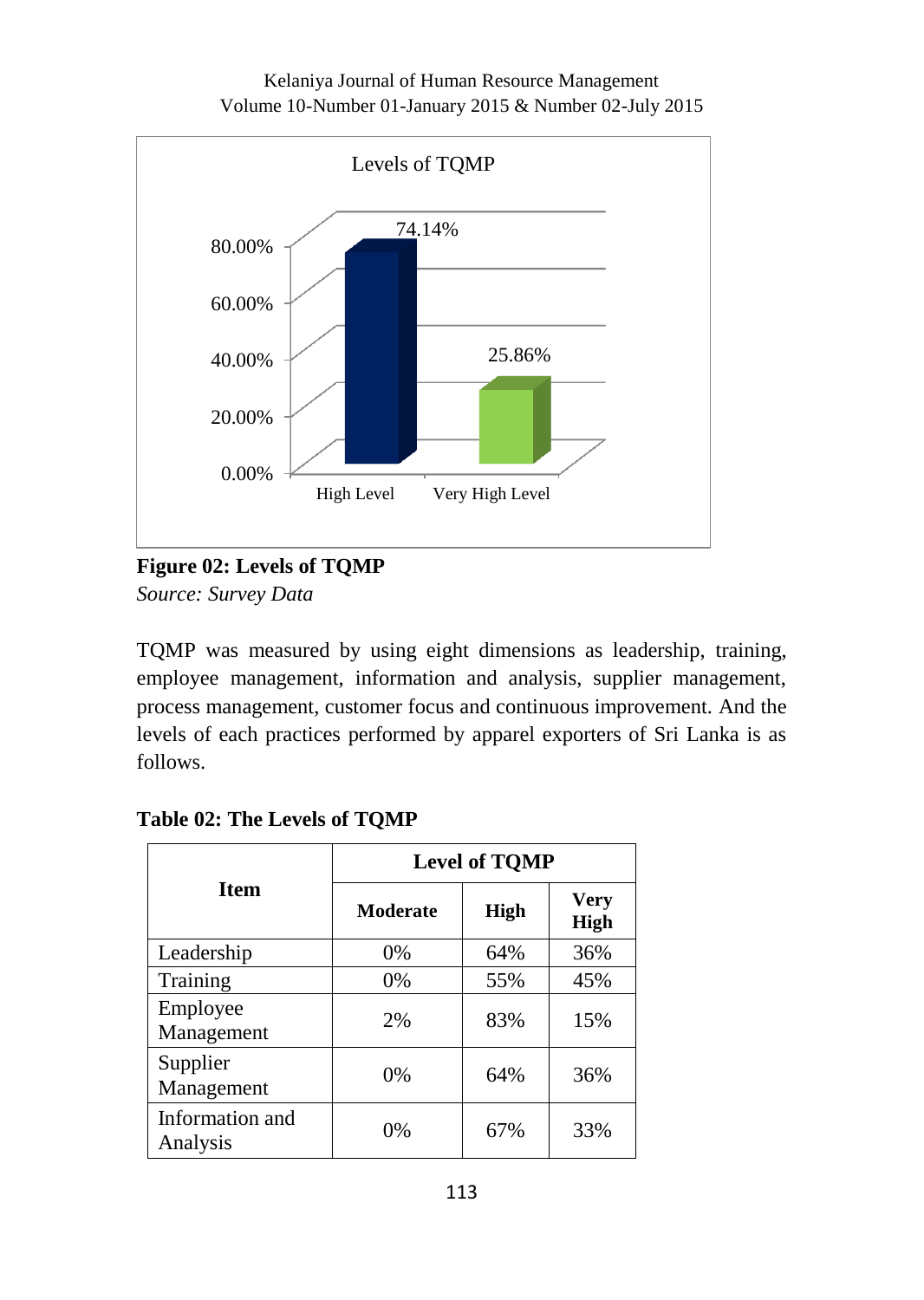**Figure 02: Levels of TQMP**

*Source: Survey Data*

TQMP was measured by using eight dimensions as leadership, training, employee management, information and analysis, supplier management, process management, customer focus and continuous improvement. And the levels of each practices performed by apparel exporters of Sri Lanka is as follows.

**Table 02: The Levels of TQMP**

| Item | Level of TQMP | | |
|---|---|---|---|
| | Moderate | High | Very High |
| Leadership | 0% | 64% | 36% |
| Training | 0% | 55% | 45% |
| Employee Management | 2% | 83% | 15% |
| Supplier Management | 0% | 64% | 36% |
| Information and Analysis | 0% | 67% | 33% |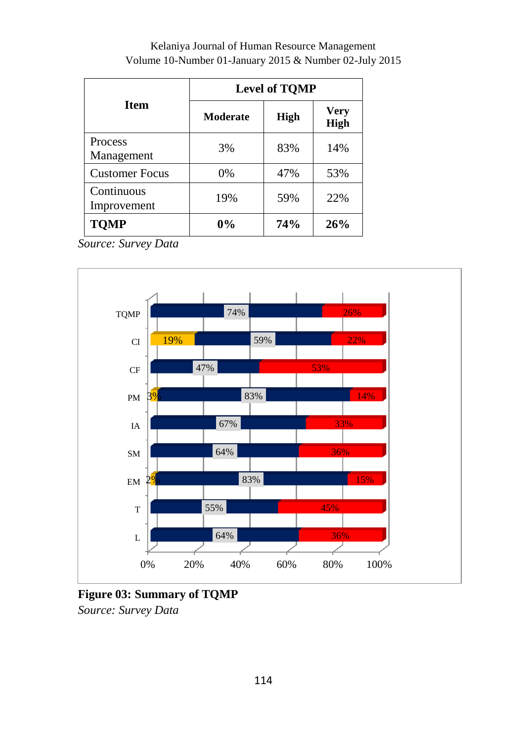| Item | Level of TQMP | | |
|---|---|---|---|
| | Moderate | High | Very High |
| Process Management | 3% | 83% | 14% |
| Customer Focus | 0% | 47% | 53% |
| Continuous Improvement | 19% | 59% | 22% |
| **TQMP** | **0%** | **74%** | **26%** |

*Source: Survey Data*

**Figure 03: Summary of TQMP**

*Source: Survey Data*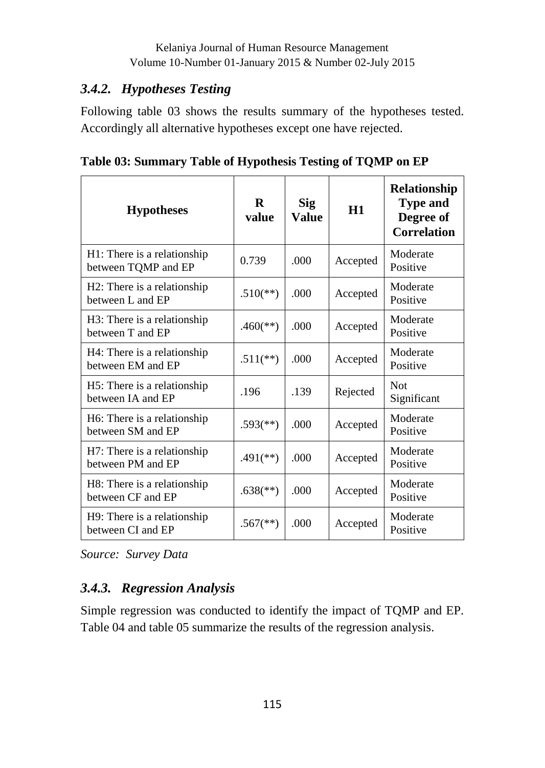### *3.4.2. Hypotheses Testing*

Following table 03 shows the results summary of the hypotheses tested. Accordingly all alternative hypotheses except one have rejected.

**Table 03: Summary Table of Hypothesis Testing of TQMP on EP**

| Hypotheses | R value | Sig Value | H1 | Relationship Type and Degree of Correlation |
|---|---|---|---|---|
| H1: There is a relationship between TQMP and EP | 0.739 | .000 | Accepted | Moderate Positive |
| H2: There is a relationship between L and EP | .510(**) | .000 | Accepted | Moderate Positive |
| H3: There is a relationship between T and EP | .460(**) | .000 | Accepted | Moderate Positive |
| H4: There is a relationship between EM and EP | .511(**) | .000 | Accepted | Moderate Positive |
| H5: There is a relationship between IA and EP | .196 | .139 | Rejected | Not Significant |
| H6: There is a relationship between SM and EP | .593(**) | .000 | Accepted | Moderate Positive |
| H7: There is a relationship between PM and EP | .491(**) | .000 | Accepted | Moderate Positive |
| H8: There is a relationship between CF and EP | .638(**) | .000 | Accepted | Moderate Positive |
| H9: There is a relationship between CI and EP | .567(**) | .000 | Accepted | Moderate Positive |

*Source: Survey Data*

### *3.4.3. Regression Analysis*

Simple regression was conducted to identify the impact of TQMP and EP. Table 04 and table 05 summarize the results of the regression analysis.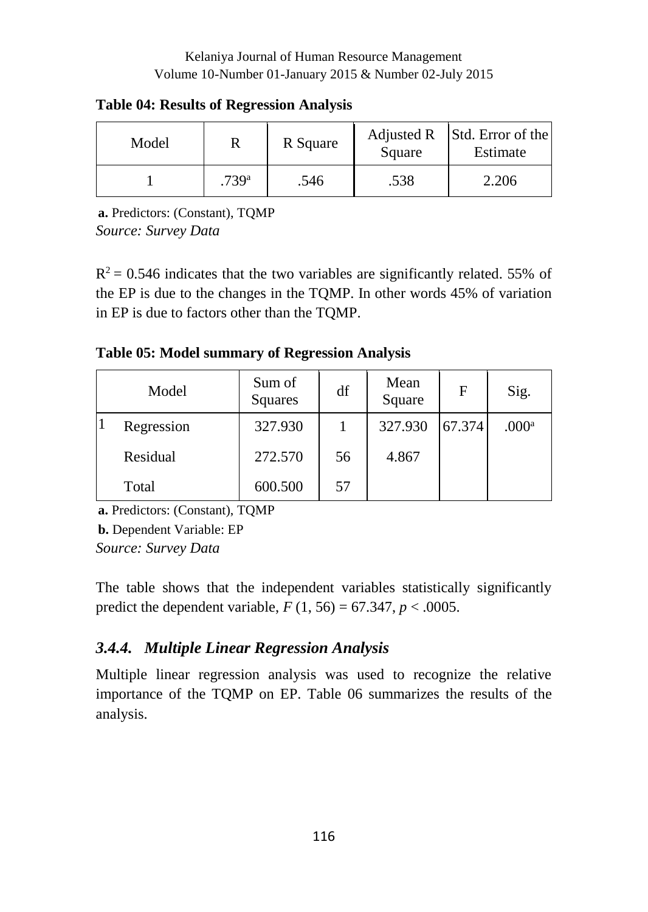**Table 04: Results of Regression Analysis**

| Model | R | R Square | Adjusted R Square | Std. Error of the Estimate |
|---|---|---|---|---|
| 1 | .739[a] | .546 | .538 | 2.206 |

**a.** Predictors: (Constant), TQMP

*Source: Survey Data*

$R^2 = 0.546$ indicates that the two variables are significantly related. 55% of the EP is due to the changes in the TQMP. In other words 45% of variation in EP is due to factors other than the TQMP.

**Table 05: Model summary of Regression Analysis**

| Model | | Sum of Squares | df | Mean Square | F | Sig. |
|---|---|---|---|---|---|---|
| 1 | Regression | 327.930 | 1 | 327.930 | 67.374 | .000[a] |
| | Residual | 272.570 | 56 | 4.867 | | |
| | Total | 600.500 | 57 | | | |

**a.** Predictors: (Constant), TQMP

**b.** Dependent Variable: EP

*Source: Survey Data*

The table shows that the independent variables statistically significantly predict the dependent variable, $F\ (1, 56) = 67.347$, $p < .0005$.

### *3.4.4. Multiple Linear Regression Analysis*

Multiple linear regression analysis was used to recognize the relative importance of the TQMP on EP. Table 06 summarizes the results of the analysis.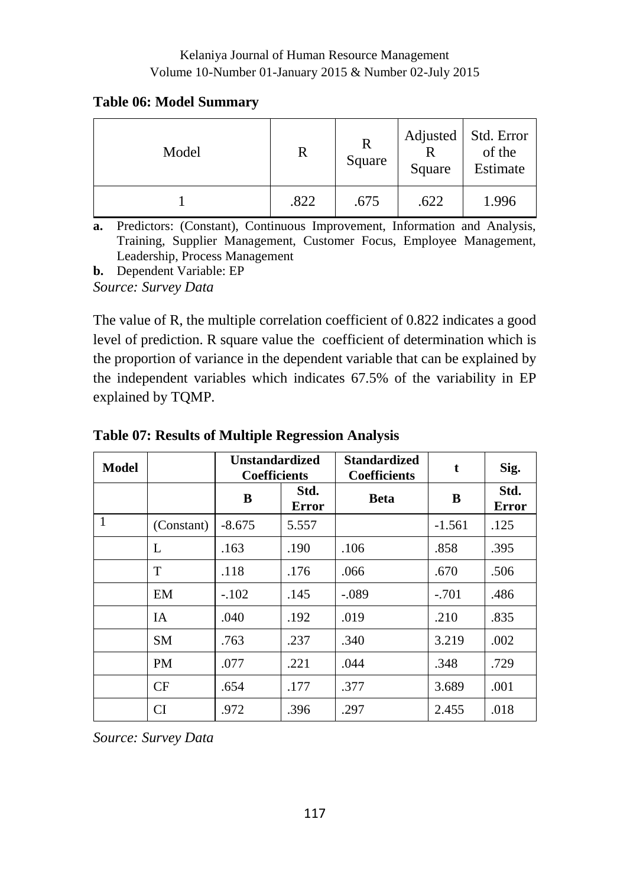**Table 06: Model Summary**

| Model | R | R Square | Adjusted R Square | Std. Error of the Estimate |
|---|---|---|---|---|
| 1 | .822 | .675 | .622 | 1.996 |

**a.** Predictors: (Constant), Continuous Improvement, Information and Analysis, Training, Supplier Management, Customer Focus, Employee Management, Leadership, Process Management

**b.** Dependent Variable: EP

*Source: Survey Data*

The value of R, the multiple correlation coefficient of 0.822 indicates a good level of prediction. R square value the coefficient of determination which is the proportion of variance in the dependent variable that can be explained by the independent variables which indicates 67.5% of the variability in EP explained by TQMP.

**Table 07: Results of Multiple Regression Analysis**

| Model | | Unstandardized Coefficients | | Standardized Coefficients | t | Sig. |
|---|---|---|---|---|---|---|
| | | B | Std. Error | Beta | B | Std. Error |
| 1 | (Constant) | -8.675 | 5.557 | | -1.561 | .125 |
| | L | .163 | .190 | .106 | .858 | .395 |
| | T | .118 | .176 | .066 | .670 | .506 |
| | EM | -.102 | .145 | -.089 | -.701 | .486 |
| | IA | .040 | .192 | .019 | .210 | .835 |
| | SM | .763 | .237 | .340 | 3.219 | .002 |
| | PM | .077 | .221 | .044 | .348 | .729 |
| | CF | .654 | .177 | .377 | 3.689 | .001 |
| | CI | .972 | .396 | .297 | 2.455 | .018 |

*Source: Survey Data*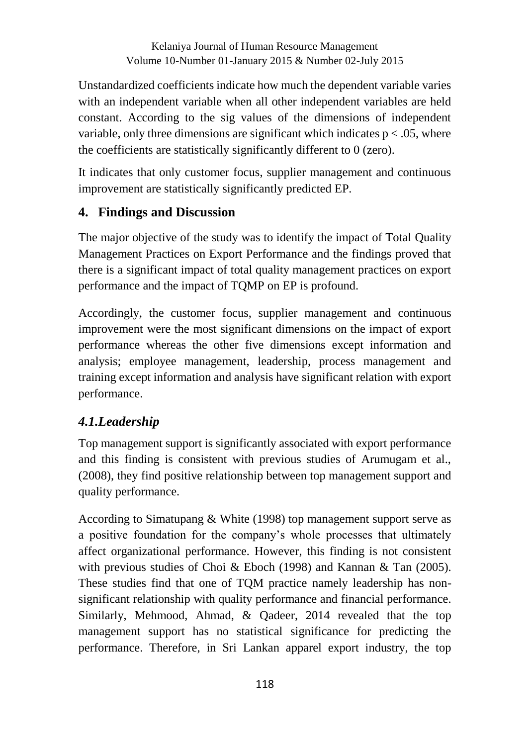Unstandardized coefficients indicate how much the dependent variable varies with an independent variable when all other independent variables are held constant. According to the sig values of the dimensions of independent variable, only three dimensions are significant which indicates $p < .05$, where the coefficients are statistically significantly different to 0 (zero).

It indicates that only customer focus, supplier management and continuous improvement are statistically significantly predicted EP.

## 4. Findings and Discussion

The major objective of the study was to identify the impact of Total Quality Management Practices on Export Performance and the findings proved that there is a significant impact of total quality management practices on export performance and the impact of TQMP on EP is profound.

Accordingly, the customer focus, supplier management and continuous improvement were the most significant dimensions on the impact of export performance whereas the other five dimensions except information and analysis; employee management, leadership, process management and training except information and analysis have significant relation with export performance.

### *4.1.Leadership*

Top management support is significantly associated with export performance and this finding is consistent with previous studies of Arumugam et al., (2008), they find positive relationship between top management support and quality performance.

According to Simatupang & White (1998) top management support serve as a positive foundation for the company's whole processes that ultimately affect organizational performance. However, this finding is not consistent with previous studies of Choi & Eboch (1998) and Kannan & Tan (2005). These studies find that one of TQM practice namely leadership has non-significant relationship with quality performance and financial performance. Similarly, Mehmood, Ahmad, & Qadeer, 2014 revealed that the top management support has no statistical significance for predicting the performance. Therefore, in Sri Lankan apparel export industry, the top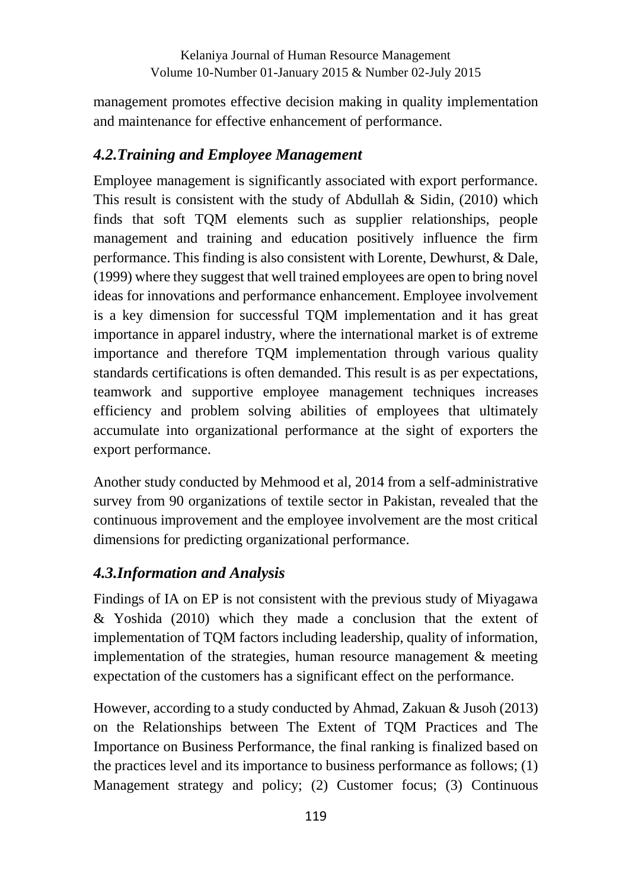management promotes effective decision making in quality implementation and maintenance for effective enhancement of performance.

### *4.2.Training and Employee Management*

Employee management is significantly associated with export performance. This result is consistent with the study of Abdullah & Sidin, (2010) which finds that soft TQM elements such as supplier relationships, people management and training and education positively influence the firm performance. This finding is also consistent with Lorente, Dewhurst, & Dale, (1999) where they suggest that well trained employees are open to bring novel ideas for innovations and performance enhancement. Employee involvement is a key dimension for successful TQM implementation and it has great importance in apparel industry, where the international market is of extreme importance and therefore TQM implementation through various quality standards certifications is often demanded. This result is as per expectations, teamwork and supportive employee management techniques increases efficiency and problem solving abilities of employees that ultimately accumulate into organizational performance at the sight of exporters the export performance.

Another study conducted by Mehmood et al, 2014 from a self-administrative survey from 90 organizations of textile sector in Pakistan, revealed that the continuous improvement and the employee involvement are the most critical dimensions for predicting organizational performance.

### *4.3.Information and Analysis*

Findings of IA on EP is not consistent with the previous study of Miyagawa & Yoshida (2010) which they made a conclusion that the extent of implementation of TQM factors including leadership, quality of information, implementation of the strategies, human resource management & meeting expectation of the customers has a significant effect on the performance.

However, according to a study conducted by Ahmad, Zakuan & Jusoh (2013) on the Relationships between The Extent of TQM Practices and The Importance on Business Performance, the final ranking is finalized based on the practices level and its importance to business performance as follows; (1) Management strategy and policy; (2) Customer focus; (3) Continuous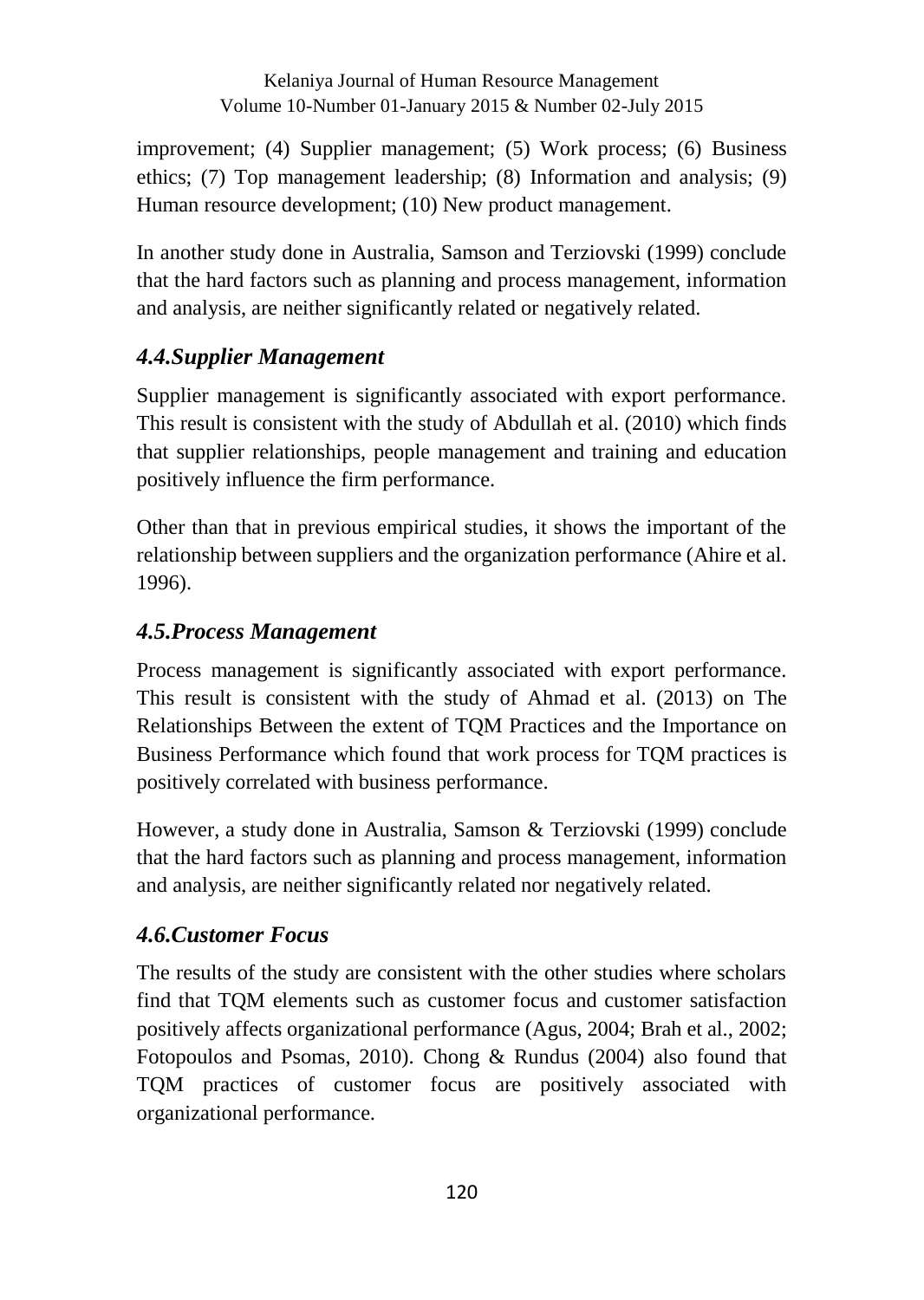improvement; (4) Supplier management; (5) Work process; (6) Business ethics; (7) Top management leadership; (8) Information and analysis; (9) Human resource development; (10) New product management.

In another study done in Australia, Samson and Terziovski (1999) conclude that the hard factors such as planning and process management, information and analysis, are neither significantly related or negatively related.

### *4.4.Supplier Management*

Supplier management is significantly associated with export performance. This result is consistent with the study of Abdullah et al. (2010) which finds that supplier relationships, people management and training and education positively influence the firm performance.

Other than that in previous empirical studies, it shows the important of the relationship between suppliers and the organization performance (Ahire et al. 1996).

### *4.5.Process Management*

Process management is significantly associated with export performance. This result is consistent with the study of Ahmad et al. (2013) on The Relationships Between the extent of TQM Practices and the Importance on Business Performance which found that work process for TQM practices is positively correlated with business performance.

However, a study done in Australia, Samson & Terziovski (1999) conclude that the hard factors such as planning and process management, information and analysis, are neither significantly related nor negatively related.

### *4.6.Customer Focus*

The results of the study are consistent with the other studies where scholars find that TQM elements such as customer focus and customer satisfaction positively affects organizational performance (Agus, 2004; Brah et al., 2002; Fotopoulos and Psomas, 2010). Chong & Rundus (2004) also found that TQM practices of customer focus are positively associated with organizational performance.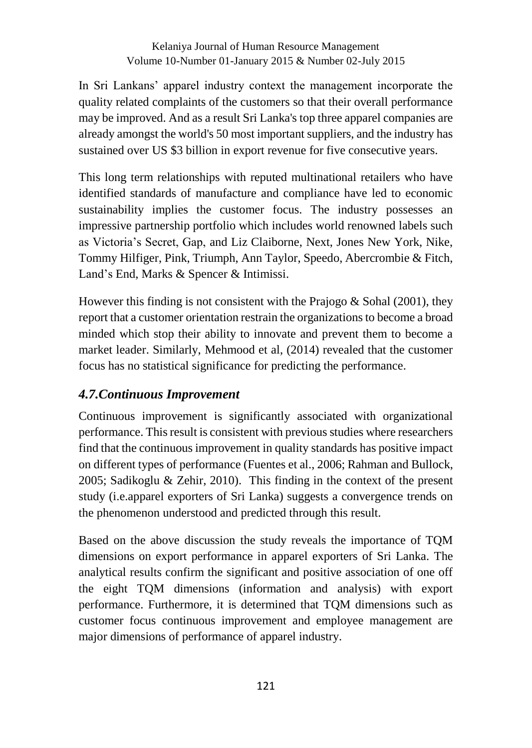In Sri Lankans' apparel industry context the management incorporate the quality related complaints of the customers so that their overall performance may be improved. And as a result Sri Lanka's top three apparel companies are already amongst the world's 50 most important suppliers, and the industry has sustained over US $3 billion in export revenue for five consecutive years.

This long term relationships with reputed multinational retailers who have identified standards of manufacture and compliance have led to economic sustainability implies the customer focus. The industry possesses an impressive partnership portfolio which includes world renowned labels such as Victoria's Secret, Gap, and Liz Claiborne, Next, Jones New York, Nike, Tommy Hilfiger, Pink, Triumph, Ann Taylor, Speedo, Abercrombie & Fitch, Land's End, Marks & Spencer & Intimissi.

However this finding is not consistent with the Prajogo & Sohal (2001), they report that a customer orientation restrain the organizations to become a broad minded which stop their ability to innovate and prevent them to become a market leader. Similarly, Mehmood et al, (2014) revealed that the customer focus has no statistical significance for predicting the performance.

### *4.7.Continuous Improvement*

Continuous improvement is significantly associated with organizational performance. This result is consistent with previous studies where researchers find that the continuous improvement in quality standards has positive impact on different types of performance (Fuentes et al., 2006; Rahman and Bullock, 2005; Sadikoglu & Zehir, 2010). This finding in the context of the present study (i.e.apparel exporters of Sri Lanka) suggests a convergence trends on the phenomenon understood and predicted through this result.

Based on the above discussion the study reveals the importance of TQM dimensions on export performance in apparel exporters of Sri Lanka. The analytical results confirm the significant and positive association of one off the eight TQM dimensions (information and analysis) with export performance. Furthermore, it is determined that TQM dimensions such as customer focus continuous improvement and employee management are major dimensions of performance of apparel industry.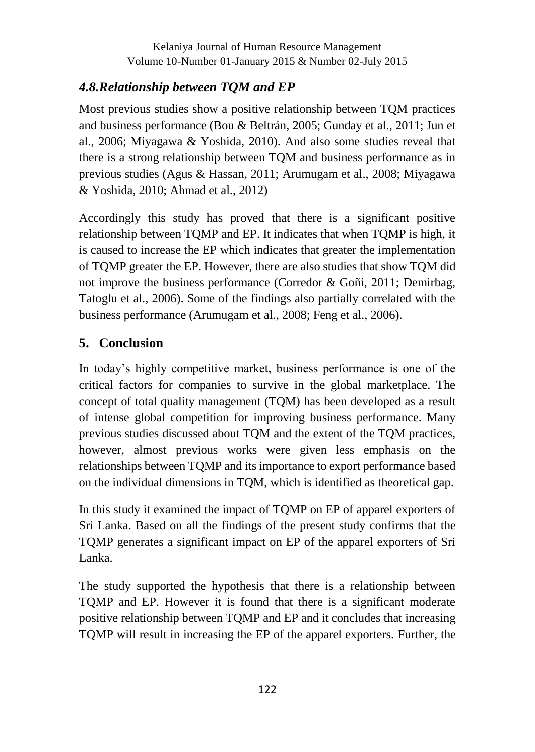### *4.8.Relationship between TQM and EP*

Most previous studies show a positive relationship between TQM practices and business performance (Bou & Beltrán, 2005; Gunday et al., 2011; Jun et al., 2006; Miyagawa & Yoshida, 2010). And also some studies reveal that there is a strong relationship between TQM and business performance as in previous studies (Agus & Hassan, 2011; Arumugam et al., 2008; Miyagawa & Yoshida, 2010; Ahmad et al., 2012)

Accordingly this study has proved that there is a significant positive relationship between TQMP and EP. It indicates that when TQMP is high, it is caused to increase the EP which indicates that greater the implementation of TQMP greater the EP. However, there are also studies that show TQM did not improve the business performance (Corredor & Goñi, 2011; Demirbag, Tatoglu et al., 2006). Some of the findings also partially correlated with the business performance (Arumugam et al., 2008; Feng et al., 2006).

## 5. Conclusion

In today's highly competitive market, business performance is one of the critical factors for companies to survive in the global marketplace. The concept of total quality management (TQM) has been developed as a result of intense global competition for improving business performance. Many previous studies discussed about TQM and the extent of the TQM practices, however, almost previous works were given less emphasis on the relationships between TQMP and its importance to export performance based on the individual dimensions in TQM, which is identified as theoretical gap.

In this study it examined the impact of TQMP on EP of apparel exporters of Sri Lanka. Based on all the findings of the present study confirms that the TQMP generates a significant impact on EP of the apparel exporters of Sri Lanka.

The study supported the hypothesis that there is a relationship between TQMP and EP. However it is found that there is a significant moderate positive relationship between TQMP and EP and it concludes that increasing TQMP will result in increasing the EP of the apparel exporters. Further, the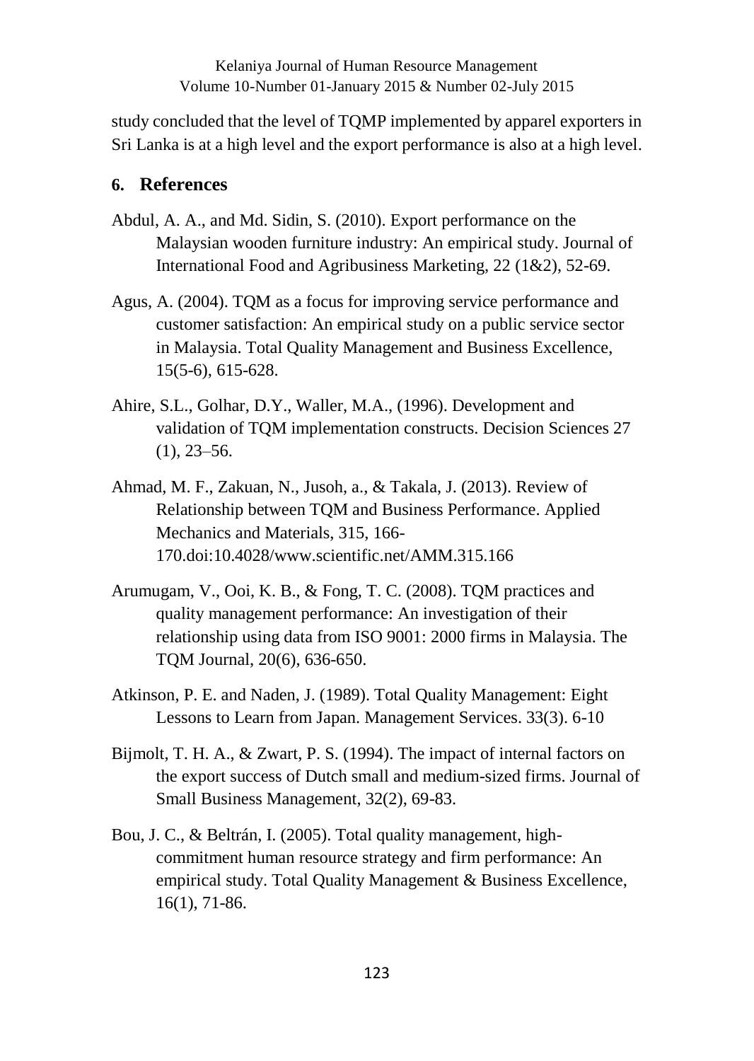study concluded that the level of TQMP implemented by apparel exporters in Sri Lanka is at a high level and the export performance is also at a high level.

## 6. References

Abdul, A. A., and Md. Sidin, S. (2010). Export performance on the Malaysian wooden furniture industry: An empirical study. Journal of International Food and Agribusiness Marketing, 22 (1&2), 52-69.

Agus, A. (2004). TQM as a focus for improving service performance and customer satisfaction: An empirical study on a public service sector in Malaysia. Total Quality Management and Business Excellence, 15(5-6), 615-628.

Ahire, S.L., Golhar, D.Y., Waller, M.A., (1996). Development and validation of TQM implementation constructs. Decision Sciences 27 (1), 23–56.

Ahmad, M. F., Zakuan, N., Jusoh, a., & Takala, J. (2013). Review of Relationship between TQM and Business Performance. Applied Mechanics and Materials, 315, 166-170.doi:10.4028/www.scientific.net/AMM.315.166

Arumugam, V., Ooi, K. B., & Fong, T. C. (2008). TQM practices and quality management performance: An investigation of their relationship using data from ISO 9001: 2000 firms in Malaysia. The TQM Journal, 20(6), 636-650.

Atkinson, P. E. and Naden, J. (1989). Total Quality Management: Eight Lessons to Learn from Japan. Management Services. 33(3). 6-10

Bijmolt, T. H. A., & Zwart, P. S. (1994). The impact of internal factors on the export success of Dutch small and medium-sized firms. Journal of Small Business Management, 32(2), 69-83.

Bou, J. C., & Beltrán, I. (2005). Total quality management, high-commitment human resource strategy and firm performance: An empirical study. Total Quality Management & Business Excellence, 16(1), 71-86.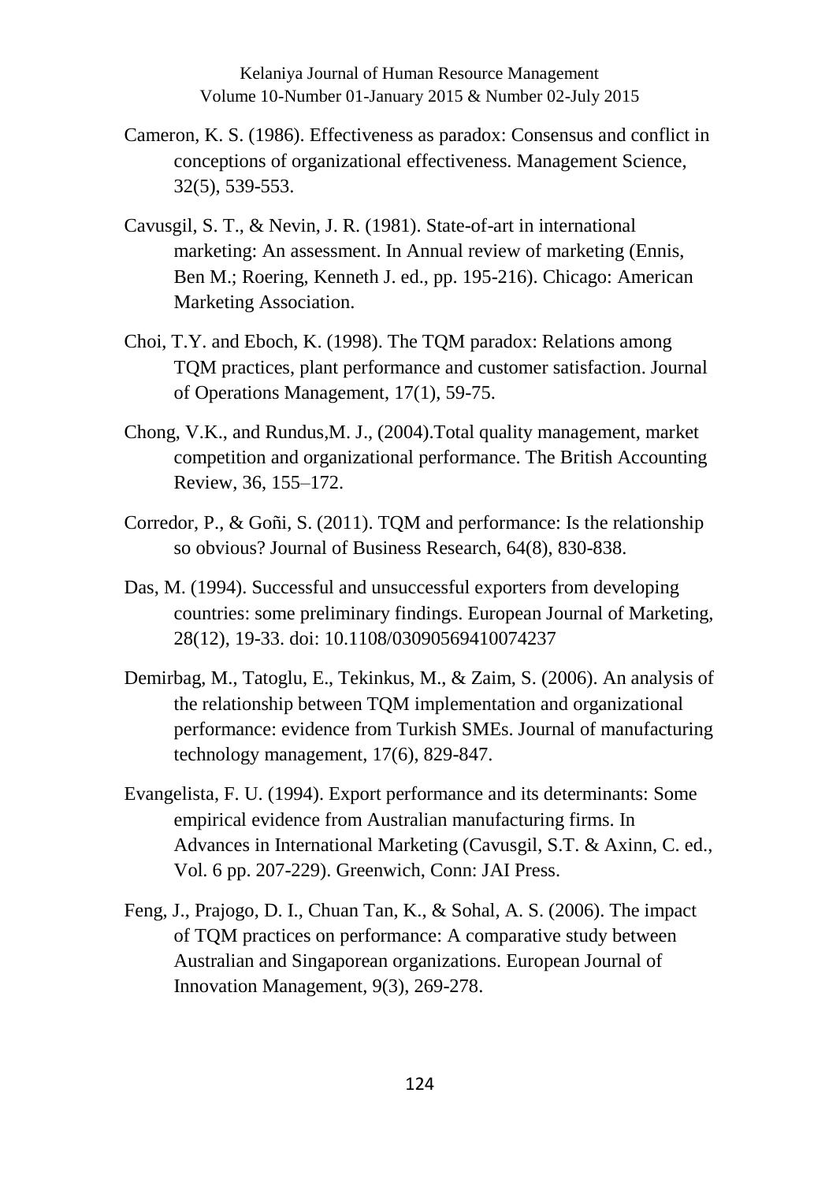Cameron, K. S. (1986). Effectiveness as paradox: Consensus and conflict in conceptions of organizational effectiveness. Management Science, 32(5), 539-553.

Cavusgil, S. T., & Nevin, J. R. (1981). State-of-art in international marketing: An assessment. In Annual review of marketing (Ennis, Ben M.; Roering, Kenneth J. ed., pp. 195-216). Chicago: American Marketing Association.

Choi, T.Y. and Eboch, K. (1998). The TQM paradox: Relations among TQM practices, plant performance and customer satisfaction. Journal of Operations Management, 17(1), 59-75.

Chong, V.K., and Rundus,M. J., (2004).Total quality management, market competition and organizational performance. The British Accounting Review, 36, 155–172.

Corredor, P., & Goñi, S. (2011). TQM and performance: Is the relationship so obvious? Journal of Business Research, 64(8), 830-838.

Das, M. (1994). Successful and unsuccessful exporters from developing countries: some preliminary findings. European Journal of Marketing, 28(12), 19-33. doi: 10.1108/03090569410074237

Demirbag, M., Tatoglu, E., Tekinkus, M., & Zaim, S. (2006). An analysis of the relationship between TQM implementation and organizational performance: evidence from Turkish SMEs. Journal of manufacturing technology management, 17(6), 829-847.

Evangelista, F. U. (1994). Export performance and its determinants: Some empirical evidence from Australian manufacturing firms. In Advances in International Marketing (Cavusgil, S.T. & Axinn, C. ed., Vol. 6 pp. 207-229). Greenwich, Conn: JAI Press.

Feng, J., Prajogo, D. I., Chuan Tan, K., & Sohal, A. S. (2006). The impact of TQM practices on performance: A comparative study between Australian and Singaporean organizations. European Journal of Innovation Management, 9(3), 269-278.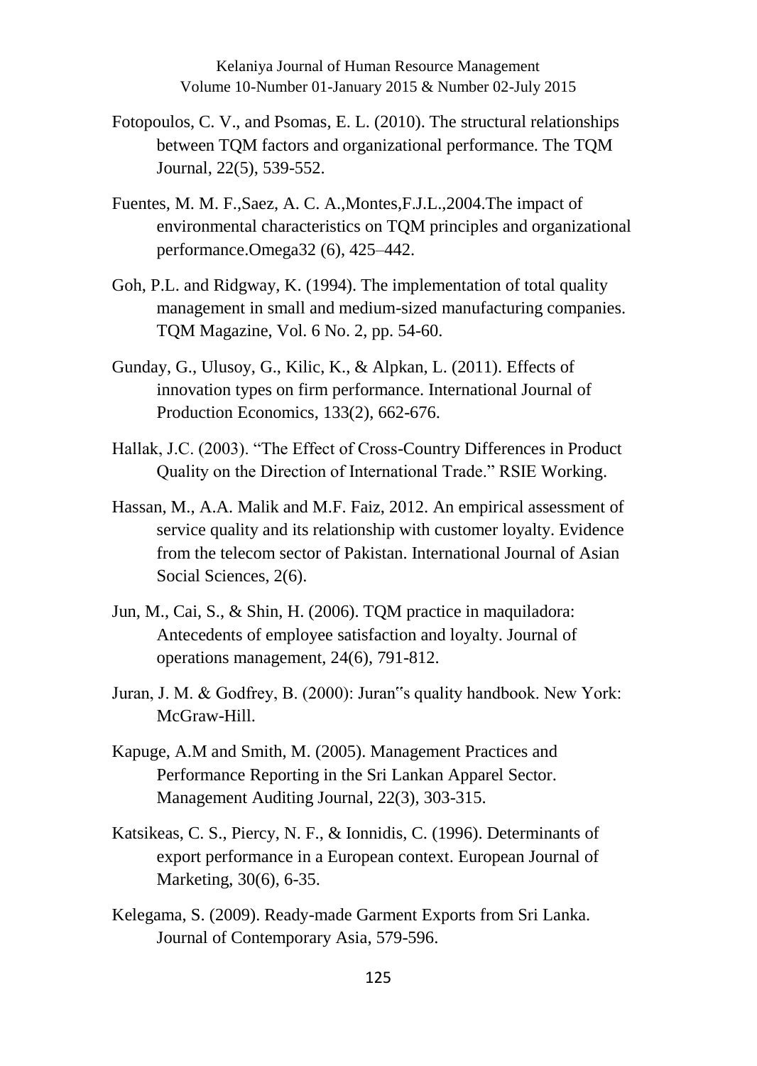Fotopoulos, C. V., and Psomas, E. L. (2010). The structural relationships between TQM factors and organizational performance. The TQM Journal, 22(5), 539-552.

Fuentes, M. M. F.,Saez, A. C. A.,Montes,F.J.L.,2004.The impact of environmental characteristics on TQM principles and organizational performance.Omega32 (6), 425–442.

Goh, P.L. and Ridgway, K. (1994). The implementation of total quality management in small and medium-sized manufacturing companies. TQM Magazine, Vol. 6 No. 2, pp. 54-60.

Gunday, G., Ulusoy, G., Kilic, K., & Alpkan, L. (2011). Effects of innovation types on firm performance. International Journal of Production Economics, 133(2), 662-676.

Hallak, J.C. (2003). "The Effect of Cross-Country Differences in Product Quality on the Direction of International Trade." RSIE Working.

Hassan, M., A.A. Malik and M.F. Faiz, 2012. An empirical assessment of service quality and its relationship with customer loyalty. Evidence from the telecom sector of Pakistan. International Journal of Asian Social Sciences, 2(6).

Jun, M., Cai, S., & Shin, H. (2006). TQM practice in maquiladora: Antecedents of employee satisfaction and loyalty. Journal of operations management, 24(6), 791-812.

Juran, J. M. & Godfrey, B. (2000): Juran‟s quality handbook. New York: McGraw-Hill.

Kapuge, A.M and Smith, M. (2005). Management Practices and Performance Reporting in the Sri Lankan Apparel Sector. Management Auditing Journal, 22(3), 303-315.

Katsikeas, C. S., Piercy, N. F., & Ionnidis, C. (1996). Determinants of export performance in a European context. European Journal of Marketing, 30(6), 6-35.

Kelegama, S. (2009). Ready-made Garment Exports from Sri Lanka. Journal of Contemporary Asia, 579-596.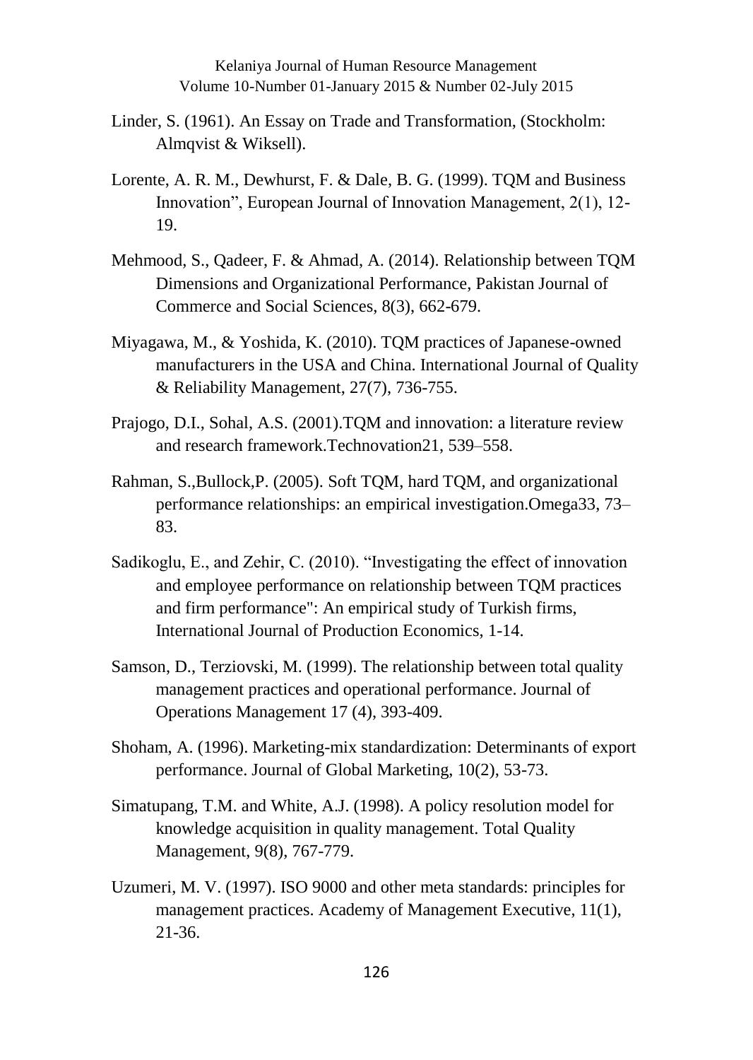Linder, S. (1961). An Essay on Trade and Transformation, (Stockholm: Almqvist & Wiksell).

Lorente, A. R. M., Dewhurst, F. & Dale, B. G. (1999). TQM and Business Innovation", European Journal of Innovation Management, 2(1), 12-19.

Mehmood, S., Qadeer, F. & Ahmad, A. (2014). Relationship between TQM Dimensions and Organizational Performance, Pakistan Journal of Commerce and Social Sciences, 8(3), 662-679.

Miyagawa, M., & Yoshida, K. (2010). TQM practices of Japanese-owned manufacturers in the USA and China. International Journal of Quality & Reliability Management, 27(7), 736-755.

Prajogo, D.I., Sohal, A.S. (2001).TQM and innovation: a literature review and research framework.Technovation21, 539–558.

Rahman, S.,Bullock,P. (2005). Soft TQM, hard TQM, and organizational performance relationships: an empirical investigation.Omega33, 73–83.

Sadikoglu, E., and Zehir, C. (2010). "Investigating the effect of innovation and employee performance on relationship between TQM practices and firm performance": An empirical study of Turkish firms, International Journal of Production Economics, 1-14.

Samson, D., Terziovski, M. (1999). The relationship between total quality management practices and operational performance. Journal of Operations Management 17 (4), 393-409.

Shoham, A. (1996). Marketing-mix standardization: Determinants of export performance. Journal of Global Marketing, 10(2), 53-73.

Simatupang, T.M. and White, A.J. (1998). A policy resolution model for knowledge acquisition in quality management. Total Quality Management, 9(8), 767-779.

Uzumeri, M. V. (1997). ISO 9000 and other meta standards: principles for management practices. Academy of Management Executive, 11(1), 21-36.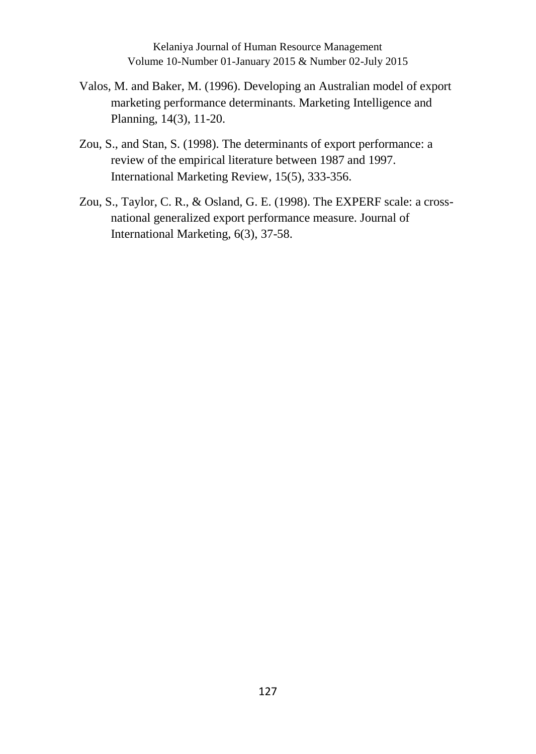Valos, M. and Baker, M. (1996). Developing an Australian model of export marketing performance determinants. Marketing Intelligence and Planning, 14(3), 11-20.

Zou, S., and Stan, S. (1998). The determinants of export performance: a review of the empirical literature between 1987 and 1997. International Marketing Review, 15(5), 333-356.

Zou, S., Taylor, C. R., & Osland, G. E. (1998). The EXPERF scale: a cross-national generalized export performance measure. Journal of International Marketing, 6(3), 37-58.